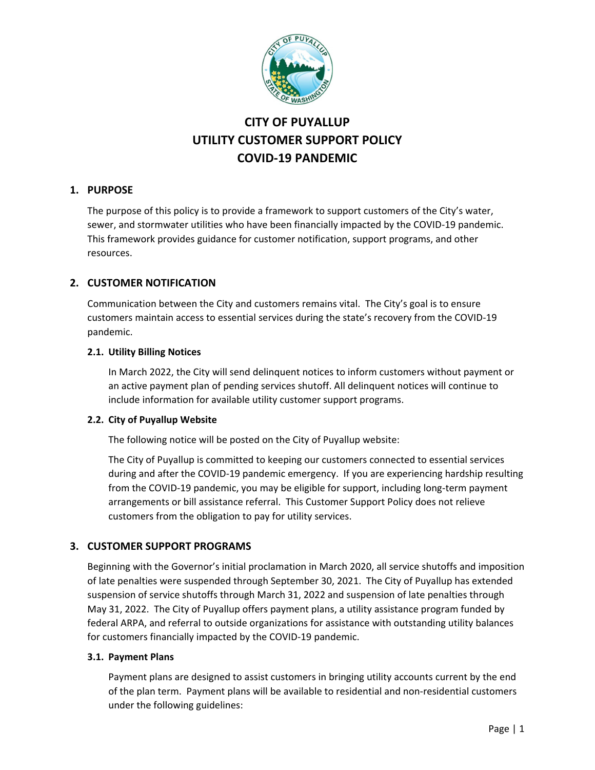# CITY OF PUYALLUP
# UTILITY CUSTOMER SUPPORT POLICY
# COVID-19 PANDEMIC

## 1. PURPOSE

The purpose of this policy is to provide a framework to support customers of the City's water, sewer, and stormwater utilities who have been financially impacted by the COVID-19 pandemic. This framework provides guidance for customer notification, support programs, and other resources.

## 2. CUSTOMER NOTIFICATION

Communication between the City and customers remains vital. The City's goal is to ensure customers maintain access to essential services during the state's recovery from the COVID-19 pandemic.

### 2.1. Utility Billing Notices

In March 2022, the City will send delinquent notices to inform customers without payment or an active payment plan of pending services shutoff. All delinquent notices will continue to include information for available utility customer support programs.

### 2.2. City of Puyallup Website

The following notice will be posted on the City of Puyallup website:

The City of Puyallup is committed to keeping our customers connected to essential services during and after the COVID-19 pandemic emergency. If you are experiencing hardship resulting from the COVID-19 pandemic, you may be eligible for support, including long-term payment arrangements or bill assistance referral. This Customer Support Policy does not relieve customers from the obligation to pay for utility services.

## 3. CUSTOMER SUPPORT PROGRAMS

Beginning with the Governor's initial proclamation in March 2020, all service shutoffs and imposition of late penalties were suspended through September 30, 2021. The City of Puyallup has extended suspension of service shutoffs through March 31, 2022 and suspension of late penalties through May 31, 2022. The City of Puyallup offers payment plans, a utility assistance program funded by federal ARPA, and referral to outside organizations for assistance with outstanding utility balances for customers financially impacted by the COVID-19 pandemic.

### 3.1. Payment Plans

Payment plans are designed to assist customers in bringing utility accounts current by the end of the plan term. Payment plans will be available to residential and non-residential customers under the following guidelines: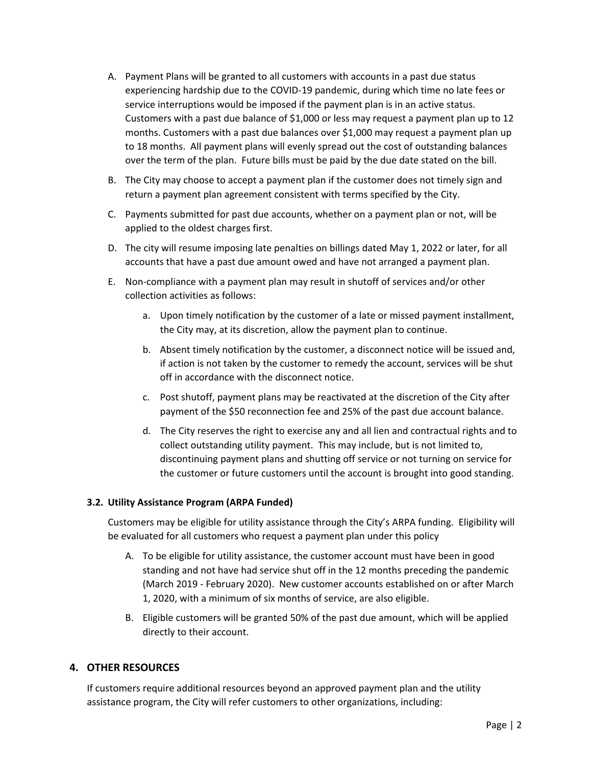A. Payment Plans will be granted to all customers with accounts in a past due status experiencing hardship due to the COVID-19 pandemic, during which time no late fees or service interruptions would be imposed if the payment plan is in an active status. Customers with a past due balance of $1,000 or less may request a payment plan up to 12 months. Customers with a past due balances over $1,000 may request a payment plan up to 18 months. All payment plans will evenly spread out the cost of outstanding balances over the term of the plan. Future bills must be paid by the due date stated on the bill.

B. The City may choose to accept a payment plan if the customer does not timely sign and return a payment plan agreement consistent with terms specified by the City.

C. Payments submitted for past due accounts, whether on a payment plan or not, will be applied to the oldest charges first.

D. The city will resume imposing late penalties on billings dated May 1, 2022 or later, for all accounts that have a past due amount owed and have not arranged a payment plan.

E. Non-compliance with a payment plan may result in shutoff of services and/or other collection activities as follows:

   a. Upon timely notification by the customer of a late or missed payment installment, the City may, at its discretion, allow the payment plan to continue.

   b. Absent timely notification by the customer, a disconnect notice will be issued and, if action is not taken by the customer to remedy the account, services will be shut off in accordance with the disconnect notice.

   c. Post shutoff, payment plans may be reactivated at the discretion of the City after payment of the $50 reconnection fee and 25% of the past due account balance.

   d. The City reserves the right to exercise any and all lien and contractual rights and to collect outstanding utility payment. This may include, but is not limited to, discontinuing payment plans and shutting off service or not turning on service for the customer or future customers until the account is brought into good standing.

### 3.2. Utility Assistance Program (ARPA Funded)

Customers may be eligible for utility assistance through the City's ARPA funding. Eligibility will be evaluated for all customers who request a payment plan under this policy

A. To be eligible for utility assistance, the customer account must have been in good standing and not have had service shut off in the 12 months preceding the pandemic (March 2019 - February 2020). New customer accounts established on or after March 1, 2020, with a minimum of six months of service, are also eligible.

B. Eligible customers will be granted 50% of the past due amount, which will be applied directly to their account.

## 4. OTHER RESOURCES

If customers require additional resources beyond an approved payment plan and the utility assistance program, the City will refer customers to other organizations, including: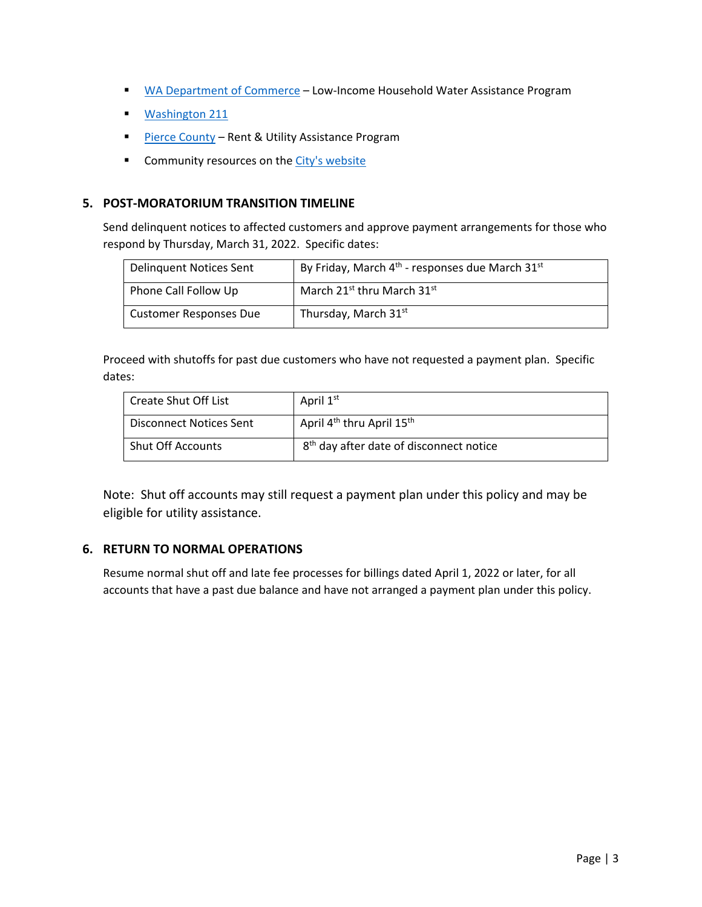- WA Department of Commerce – Low-Income Household Water Assistance Program
- Washington 211
- Pierce County – Rent & Utility Assistance Program
- Community resources on the City's website

### 5. POST-MORATORIUM TRANSITION TIMELINE

Send delinquent notices to affected customers and approve payment arrangements for those who respond by Thursday, March 31, 2022. Specific dates:

| | |
|---|---|
| Delinquent Notices Sent | By Friday, March 4th - responses due March 31st |
| Phone Call Follow Up | March 21st thru March 31st |
| Customer Responses Due | Thursday, March 31st |

Proceed with shutoffs for past due customers who have not requested a payment plan. Specific dates:

| | |
|---|---|
| Create Shut Off List | April 1st |
| Disconnect Notices Sent | April 4th thru April 15th |
| Shut Off Accounts | 8th day after date of disconnect notice |

Note: Shut off accounts may still request a payment plan under this policy and may be eligible for utility assistance.

### 6. RETURN TO NORMAL OPERATIONS

Resume normal shut off and late fee processes for billings dated April 1, 2022 or later, for all accounts that have a past due balance and have not arranged a payment plan under this policy.